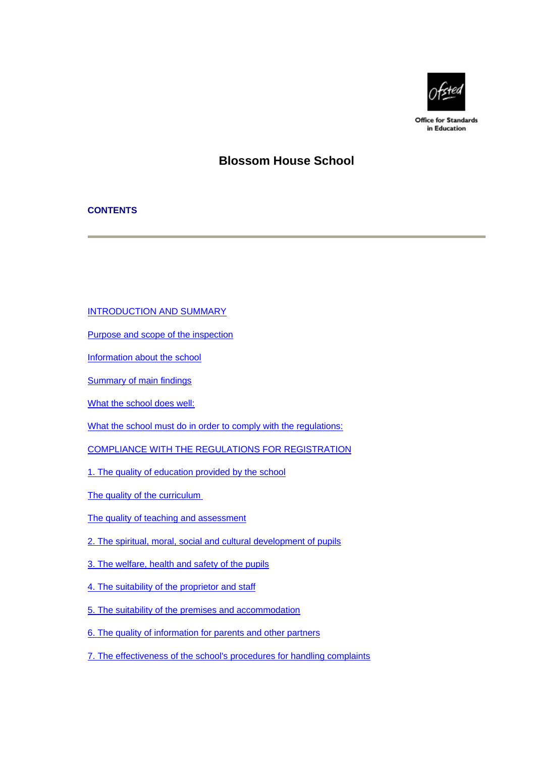Office for Standards in Education

# Blossom House School

## CONTENTS

---

INTRODUCTION AND SUMMARY

Purpose and scope of the inspection

Information about the school

Summary of main findings

What the school does well:

What the school must do in order to comply with the regulations:

COMPLIANCE WITH THE REGULATIONS FOR REGISTRATION

1. The quality of education provided by the school

The quality of the curriculum

The quality of teaching and assessment

2. The spiritual, moral, social and cultural development of pupils

3. The welfare, health and safety of the pupils

4. The suitability of the proprietor and staff

5. The suitability of the premises and accommodation

6. The quality of information for parents and other partners

7. The effectiveness of the school's procedures for handling complaints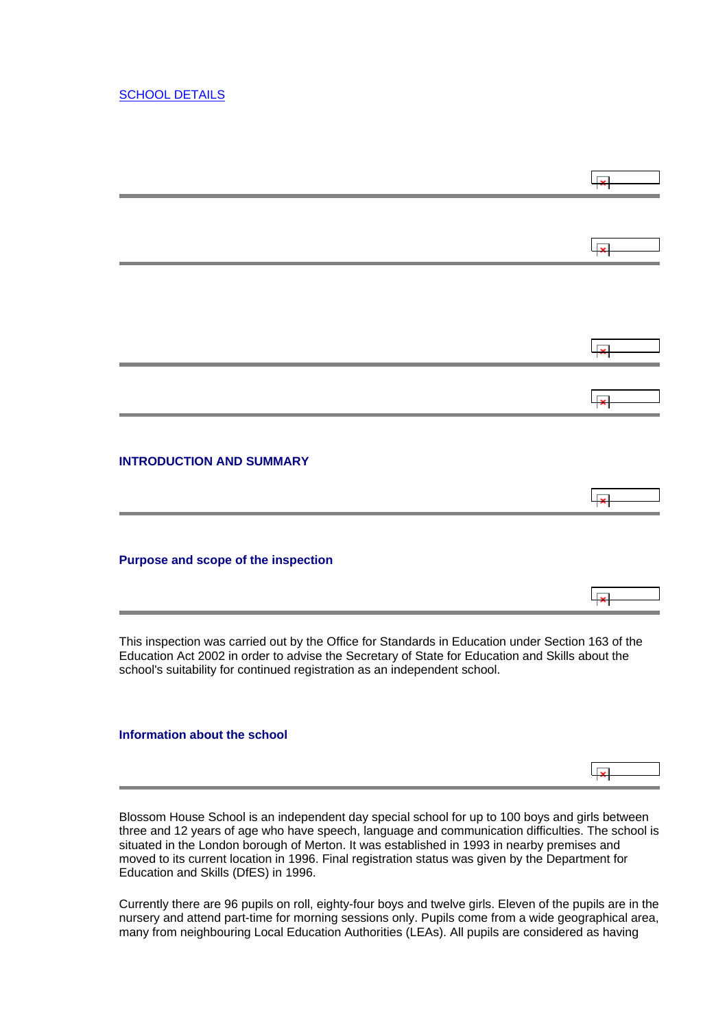[SCHOOL DETAILS]

## INTRODUCTION AND SUMMARY

### Purpose and scope of the inspection

This inspection was carried out by the Office for Standards in Education under Section 163 of the Education Act 2002 in order to advise the Secretary of State for Education and Skills about the school's suitability for continued registration as an independent school.

### Information about the school

Blossom House School is an independent day special school for up to 100 boys and girls between three and 12 years of age who have speech, language and communication difficulties. The school is situated in the London borough of Merton. It was established in 1993 in nearby premises and moved to its current location in 1996. Final registration status was given by the Department for Education and Skills (DfES) in 1996.

Currently there are 96 pupils on roll, eighty-four boys and twelve girls. Eleven of the pupils are in the nursery and attend part-time for morning sessions only. Pupils come from a wide geographical area, many from neighbouring Local Education Authorities (LEAs). All pupils are considered as having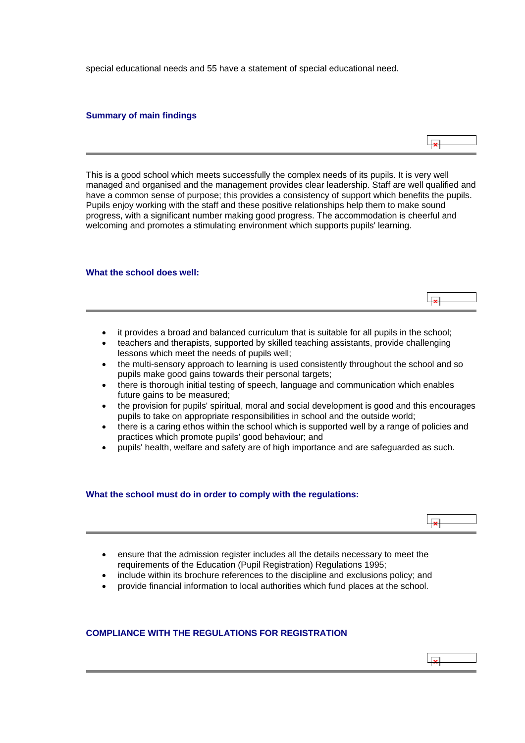special educational needs and 55 have a statement of special educational need.

## Summary of main findings

This is a good school which meets successfully the complex needs of its pupils. It is very well managed and organised and the management provides clear leadership. Staff are well qualified and have a common sense of purpose; this provides a consistency of support which benefits the pupils. Pupils enjoy working with the staff and these positive relationships help them to make sound progress, with a significant number making good progress. The accommodation is cheerful and welcoming and promotes a stimulating environment which supports pupils' learning.

## What the school does well:

- it provides a broad and balanced curriculum that is suitable for all pupils in the school;
- teachers and therapists, supported by skilled teaching assistants, provide challenging lessons which meet the needs of pupils well;
- the multi-sensory approach to learning is used consistently throughout the school and so pupils make good gains towards their personal targets;
- there is thorough initial testing of speech, language and communication which enables future gains to be measured;
- the provision for pupils' spiritual, moral and social development is good and this encourages pupils to take on appropriate responsibilities in school and the outside world;
- there is a caring ethos within the school which is supported well by a range of policies and practices which promote pupils' good behaviour; and
- pupils' health, welfare and safety are of high importance and are safeguarded as such.

## What the school must do in order to comply with the regulations:

- ensure that the admission register includes all the details necessary to meet the requirements of the Education (Pupil Registration) Regulations 1995;
- include within its brochure references to the discipline and exclusions policy; and
- provide financial information to local authorities which fund places at the school.

## COMPLIANCE WITH THE REGULATIONS FOR REGISTRATION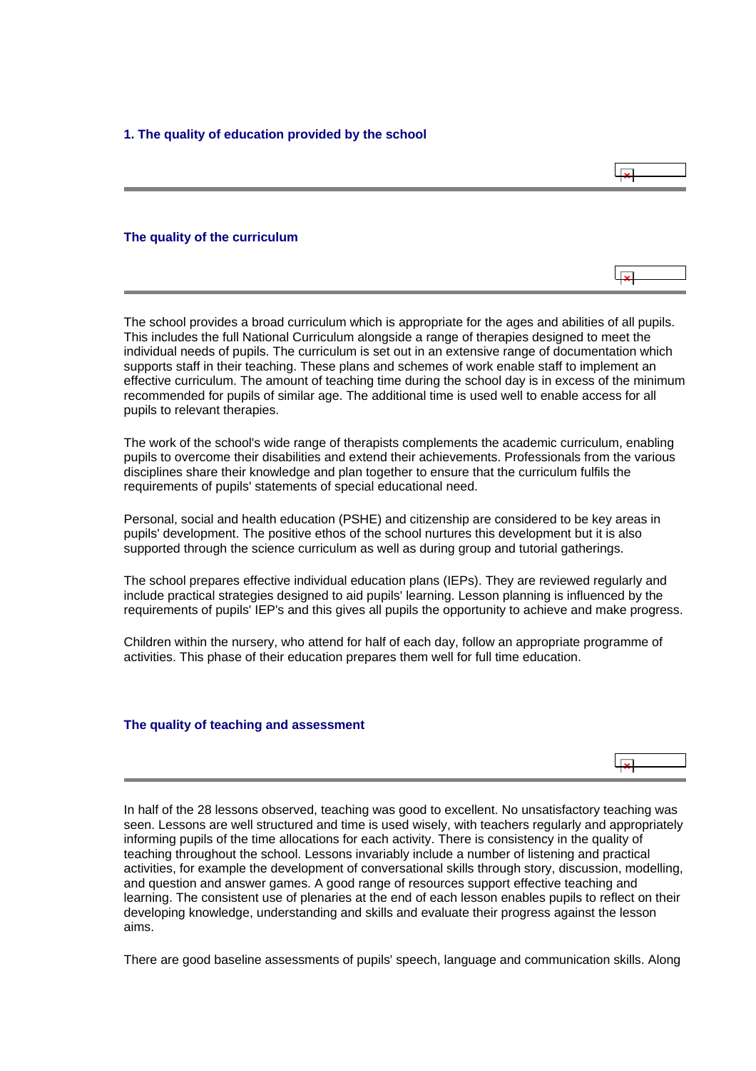## 1. The quality of education provided by the school

### The quality of the curriculum

The school provides a broad curriculum which is appropriate for the ages and abilities of all pupils. This includes the full National Curriculum alongside a range of therapies designed to meet the individual needs of pupils. The curriculum is set out in an extensive range of documentation which supports staff in their teaching. These plans and schemes of work enable staff to implement an effective curriculum. The amount of teaching time during the school day is in excess of the minimum recommended for pupils of similar age. The additional time is used well to enable access for all pupils to relevant therapies.

The work of the school's wide range of therapists complements the academic curriculum, enabling pupils to overcome their disabilities and extend their achievements. Professionals from the various disciplines share their knowledge and plan together to ensure that the curriculum fulfils the requirements of pupils' statements of special educational need.

Personal, social and health education (PSHE) and citizenship are considered to be key areas in pupils' development. The positive ethos of the school nurtures this development but it is also supported through the science curriculum as well as during group and tutorial gatherings.

The school prepares effective individual education plans (IEPs). They are reviewed regularly and include practical strategies designed to aid pupils' learning. Lesson planning is influenced by the requirements of pupils' IEP's and this gives all pupils the opportunity to achieve and make progress.

Children within the nursery, who attend for half of each day, follow an appropriate programme of activities. This phase of their education prepares them well for full time education.

### The quality of teaching and assessment

In half of the 28 lessons observed, teaching was good to excellent. No unsatisfactory teaching was seen. Lessons are well structured and time is used wisely, with teachers regularly and appropriately informing pupils of the time allocations for each activity. There is consistency in the quality of teaching throughout the school. Lessons invariably include a number of listening and practical activities, for example the development of conversational skills through story, discussion, modelling, and question and answer games. A good range of resources support effective teaching and learning. The consistent use of plenaries at the end of each lesson enables pupils to reflect on their developing knowledge, understanding and skills and evaluate their progress against the lesson aims.

There are good baseline assessments of pupils' speech, language and communication skills. Along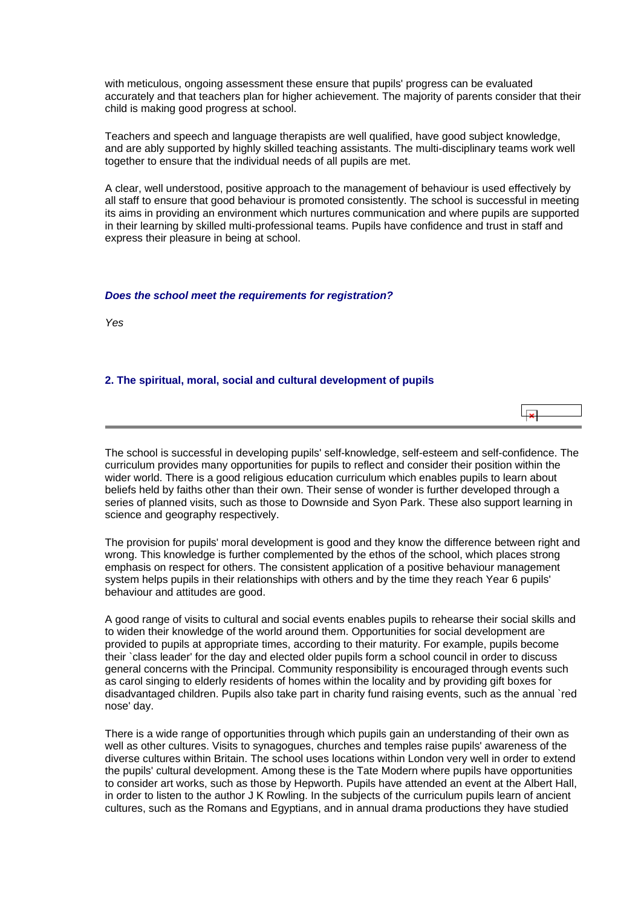with meticulous, ongoing assessment these ensure that pupils' progress can be evaluated accurately and that teachers plan for higher achievement. The majority of parents consider that their child is making good progress at school.

Teachers and speech and language therapists are well qualified, have good subject knowledge, and are ably supported by highly skilled teaching assistants. The multi-disciplinary teams work well together to ensure that the individual needs of all pupils are met.

A clear, well understood, positive approach to the management of behaviour is used effectively by all staff to ensure that good behaviour is promoted consistently. The school is successful in meeting its aims in providing an environment which nurtures communication and where pupils are supported in their learning by skilled multi-professional teams. Pupils have confidence and trust in staff and express their pleasure in being at school.

***Does the school meet the requirements for registration?***

*Yes*

### 2. The spiritual, moral, social and cultural development of pupils

The school is successful in developing pupils' self-knowledge, self-esteem and self-confidence. The curriculum provides many opportunities for pupils to reflect and consider their position within the wider world. There is a good religious education curriculum which enables pupils to learn about beliefs held by faiths other than their own. Their sense of wonder is further developed through a series of planned visits, such as those to Downside and Syon Park. These also support learning in science and geography respectively.

The provision for pupils' moral development is good and they know the difference between right and wrong. This knowledge is further complemented by the ethos of the school, which places strong emphasis on respect for others. The consistent application of a positive behaviour management system helps pupils in their relationships with others and by the time they reach Year 6 pupils' behaviour and attitudes are good.

A good range of visits to cultural and social events enables pupils to rehearse their social skills and to widen their knowledge of the world around them. Opportunities for social development are provided to pupils at appropriate times, according to their maturity. For example, pupils become their `class leader' for the day and elected older pupils form a school council in order to discuss general concerns with the Principal. Community responsibility is encouraged through events such as carol singing to elderly residents of homes within the locality and by providing gift boxes for disadvantaged children. Pupils also take part in charity fund raising events, such as the annual `red nose' day.

There is a wide range of opportunities through which pupils gain an understanding of their own as well as other cultures. Visits to synagogues, churches and temples raise pupils' awareness of the diverse cultures within Britain. The school uses locations within London very well in order to extend the pupils' cultural development. Among these is the Tate Modern where pupils have opportunities to consider art works, such as those by Hepworth. Pupils have attended an event at the Albert Hall, in order to listen to the author J K Rowling. In the subjects of the curriculum pupils learn of ancient cultures, such as the Romans and Egyptians, and in annual drama productions they have studied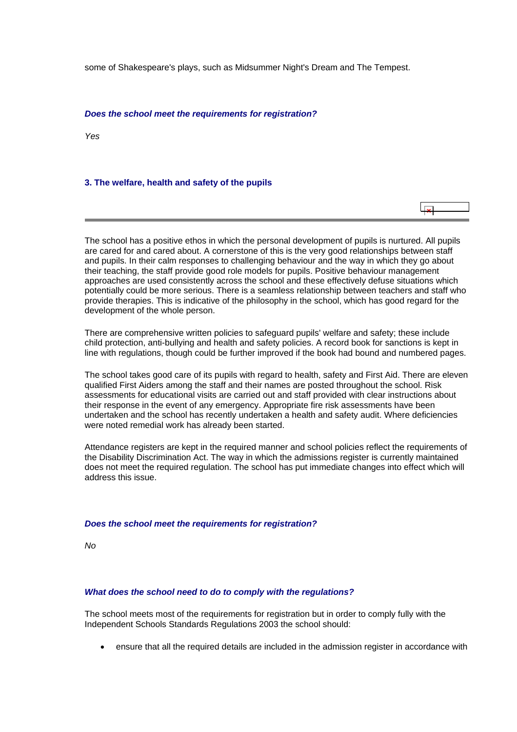some of Shakespeare's plays, such as Midsummer Night's Dream and The Tempest.

***Does the school meet the requirements for registration?***

*Yes*

### 3. The welfare, health and safety of the pupils

The school has a positive ethos in which the personal development of pupils is nurtured. All pupils are cared for and cared about. A cornerstone of this is the very good relationships between staff and pupils. In their calm responses to challenging behaviour and the way in which they go about their teaching, the staff provide good role models for pupils. Positive behaviour management approaches are used consistently across the school and these effectively defuse situations which potentially could be more serious. There is a seamless relationship between teachers and staff who provide therapies. This is indicative of the philosophy in the school, which has good regard for the development of the whole person.

There are comprehensive written policies to safeguard pupils' welfare and safety; these include child protection, anti-bullying and health and safety policies. A record book for sanctions is kept in line with regulations, though could be further improved if the book had bound and numbered pages.

The school takes good care of its pupils with regard to health, safety and First Aid. There are eleven qualified First Aiders among the staff and their names are posted throughout the school. Risk assessments for educational visits are carried out and staff provided with clear instructions about their response in the event of any emergency. Appropriate fire risk assessments have been undertaken and the school has recently undertaken a health and safety audit. Where deficiencies were noted remedial work has already been started.

Attendance registers are kept in the required manner and school policies reflect the requirements of the Disability Discrimination Act. The way in which the admissions register is currently maintained does not meet the required regulation. The school has put immediate changes into effect which will address this issue.

***Does the school meet the requirements for registration?***

*No*

***What does the school need to do to comply with the regulations?***

The school meets most of the requirements for registration but in order to comply fully with the Independent Schools Standards Regulations 2003 the school should:

- ensure that all the required details are included in the admission register in accordance with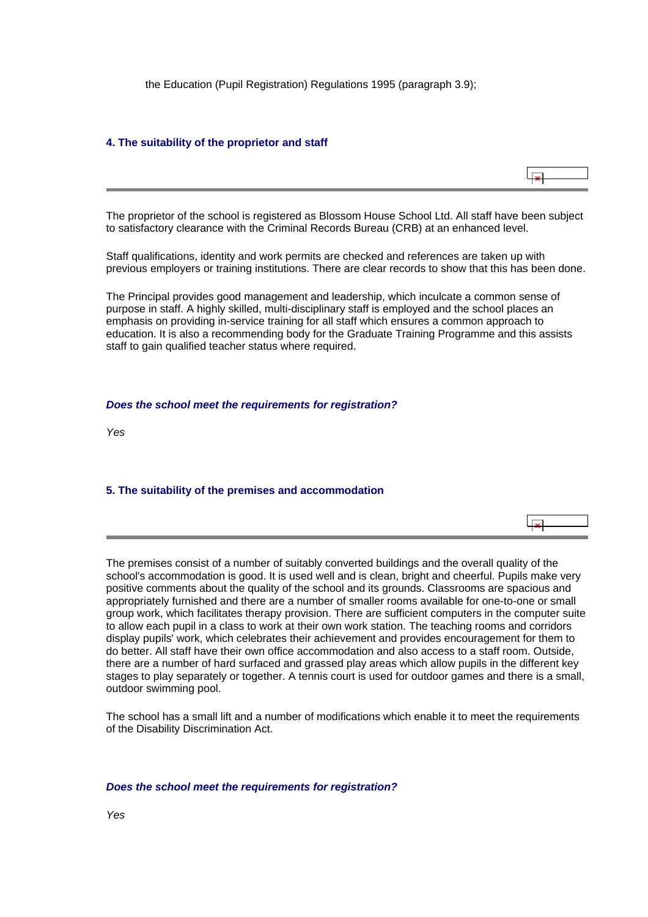the Education (Pupil Registration) Regulations 1995 (paragraph 3.9);

### 4. The suitability of the proprietor and staff

The proprietor of the school is registered as Blossom House School Ltd. All staff have been subject to satisfactory clearance with the Criminal Records Bureau (CRB) at an enhanced level.

Staff qualifications, identity and work permits are checked and references are taken up with previous employers or training institutions. There are clear records to show that this has been done.

The Principal provides good management and leadership, which inculcate a common sense of purpose in staff. A highly skilled, multi-disciplinary staff is employed and the school places an emphasis on providing in-service training for all staff which ensures a common approach to education. It is also a recommending body for the Graduate Training Programme and this assists staff to gain qualified teacher status where required.

***Does the school meet the requirements for registration?***

*Yes*

### 5. The suitability of the premises and accommodation

The premises consist of a number of suitably converted buildings and the overall quality of the school's accommodation is good. It is used well and is clean, bright and cheerful. Pupils make very positive comments about the quality of the school and its grounds. Classrooms are spacious and appropriately furnished and there are a number of smaller rooms available for one-to-one or small group work, which facilitates therapy provision. There are sufficient computers in the computer suite to allow each pupil in a class to work at their own work station. The teaching rooms and corridors display pupils' work, which celebrates their achievement and provides encouragement for them to do better. All staff have their own office accommodation and also access to a staff room. Outside, there are a number of hard surfaced and grassed play areas which allow pupils in the different key stages to play separately or together. A tennis court is used for outdoor games and there is a small, outdoor swimming pool.

The school has a small lift and a number of modifications which enable it to meet the requirements of the Disability Discrimination Act.

***Does the school meet the requirements for registration?***

*Yes*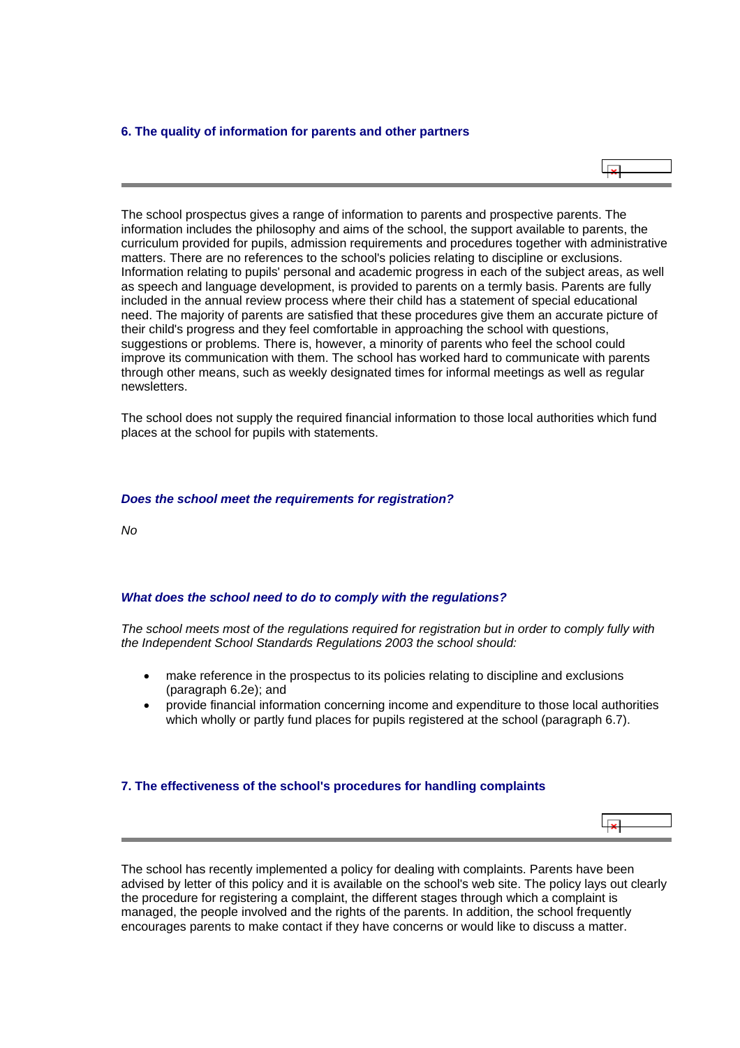### 6. The quality of information for parents and other partners

The school prospectus gives a range of information to parents and prospective parents. The information includes the philosophy and aims of the school, the support available to parents, the curriculum provided for pupils, admission requirements and procedures together with administrative matters. There are no references to the school's policies relating to discipline or exclusions. Information relating to pupils' personal and academic progress in each of the subject areas, as well as speech and language development, is provided to parents on a termly basis. Parents are fully included in the annual review process where their child has a statement of special educational need. The majority of parents are satisfied that these procedures give them an accurate picture of their child's progress and they feel comfortable in approaching the school with questions, suggestions or problems. There is, however, a minority of parents who feel the school could improve its communication with them. The school has worked hard to communicate with parents through other means, such as weekly designated times for informal meetings as well as regular newsletters.

The school does not supply the required financial information to those local authorities which fund places at the school for pupils with statements.

#### *Does the school meet the requirements for registration?*

*No*

#### *What does the school need to do to comply with the regulations?*

*The school meets most of the regulations required for registration but in order to comply fully with the Independent School Standards Regulations 2003 the school should:*

- make reference in the prospectus to its policies relating to discipline and exclusions (paragraph 6.2e); and
- provide financial information concerning income and expenditure to those local authorities which wholly or partly fund places for pupils registered at the school (paragraph 6.7).

### 7. The effectiveness of the school's procedures for handling complaints

The school has recently implemented a policy for dealing with complaints. Parents have been advised by letter of this policy and it is available on the school's web site. The policy lays out clearly the procedure for registering a complaint, the different stages through which a complaint is managed, the people involved and the rights of the parents. In addition, the school frequently encourages parents to make contact if they have concerns or would like to discuss a matter.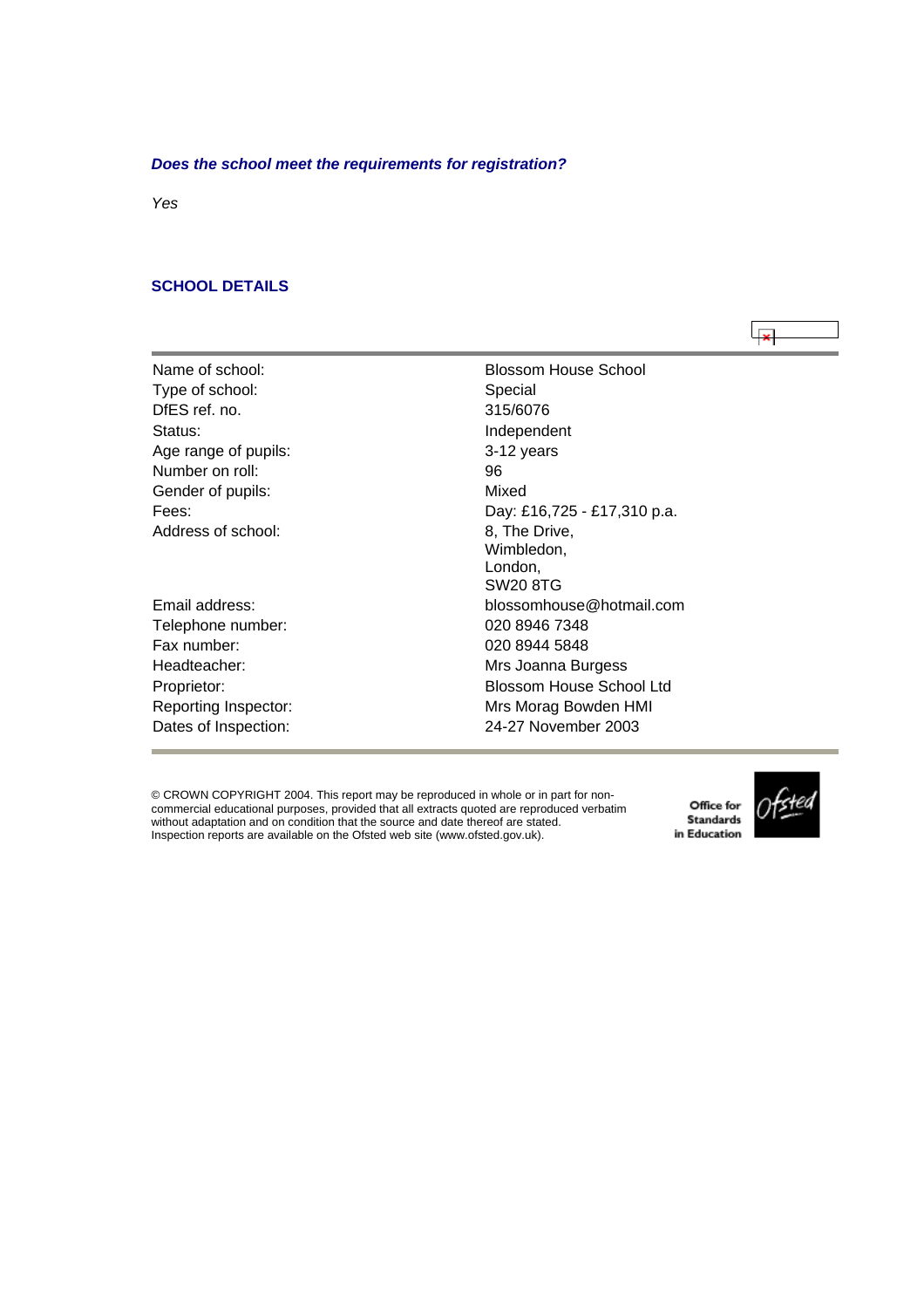***Does the school meet the requirements for registration?***

*Yes*

## SCHOOL DETAILS

| | |
|---|---|
| Name of school: | Blossom House School |
| Type of school: | Special |
| DfES ref. no. | 315/6076 |
| Status: | Independent |
| Age range of pupils: | 3-12 years |
| Number on roll: | 96 |
| Gender of pupils: | Mixed |
| Fees: | Day: £16,725 - £17,310 p.a. |
| Address of school: | 8, The Drive, Wimbledon, London, SW20 8TG |
| Email address: | blossomhouse@hotmail.com |
| Telephone number: | 020 8946 7348 |
| Fax number: | 020 8944 5848 |
| Headteacher: | Mrs Joanna Burgess |
| Proprietor: | Blossom House School Ltd |
| Reporting Inspector: | Mrs Morag Bowden HMI |
| Dates of Inspection: | 24-27 November 2003 |

© CROWN COPYRIGHT 2004. This report may be reproduced in whole or in part for non-commercial educational purposes, provided that all extracts quoted are reproduced verbatim without adaptation and on condition that the source and date thereof are stated. Inspection reports are available on the Ofsted web site (www.ofsted.gov.uk).

Office for Standards in Education

Ofsted